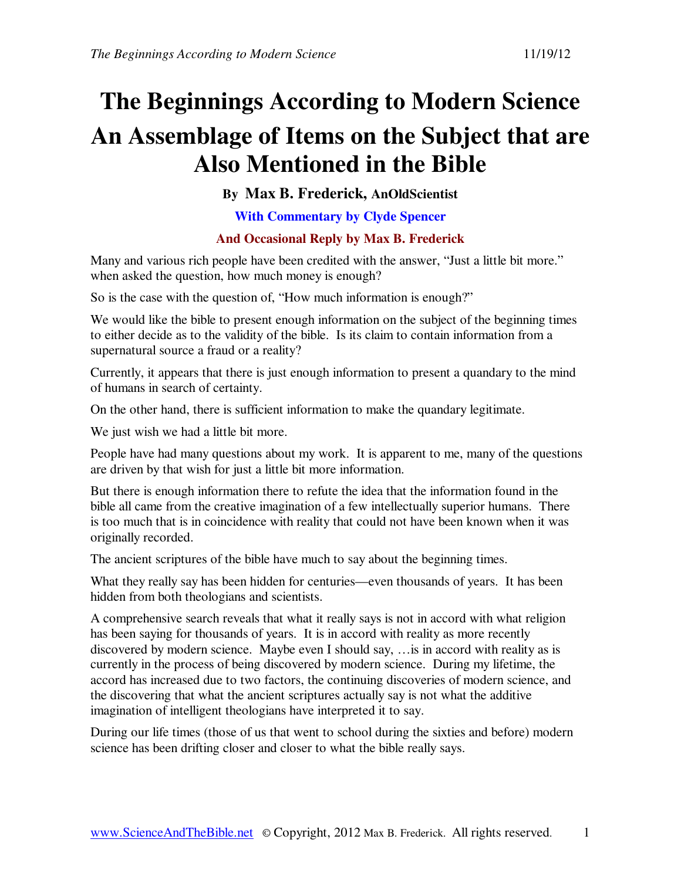# The Beginnings According to Modern Science

# An Assemblage of Items on the Subject that are Also Mentioned in the Bible

**By Max B. Frederick, AnOldScientist**

**With Commentary by Clyde Spencer**

**And Occasional Reply by Max B. Frederick**

Many and various rich people have been credited with the answer, “Just a little bit more.” when asked the question, how much money is enough?

So is the case with the question of, “How much information is enough?”

We would like the bible to present enough information on the subject of the beginning times to either decide as to the validity of the bible. Is its claim to contain information from a supernatural source a fraud or a reality?

Currently, it appears that there is just enough information to present a quandary to the mind of humans in search of certainty.

On the other hand, there is sufficient information to make the quandary legitimate.

We just wish we had a little bit more.

People have had many questions about my work. It is apparent to me, many of the questions are driven by that wish for just a little bit more information.

But there is enough information there to refute the idea that the information found in the bible all came from the creative imagination of a few intellectually superior humans. There is too much that is in coincidence with reality that could not have been known when it was originally recorded.

The ancient scriptures of the bible have much to say about the beginning times.

What they really say has been hidden for centuries—even thousands of years. It has been hidden from both theologians and scientists.

A comprehensive search reveals that what it really says is not in accord with what religion has been saying for thousands of years. It is in accord with reality as more recently discovered by modern science. Maybe even I should say, …is in accord with reality as is currently in the process of being discovered by modern science. During my lifetime, the accord has increased due to two factors, the continuing discoveries of modern science, and the discovering that what the ancient scriptures actually say is not what the additive imagination of intelligent theologians have interpreted it to say.

During our life times (those of us that went to school during the sixties and before) modern science has been drifting closer and closer to what the bible really says.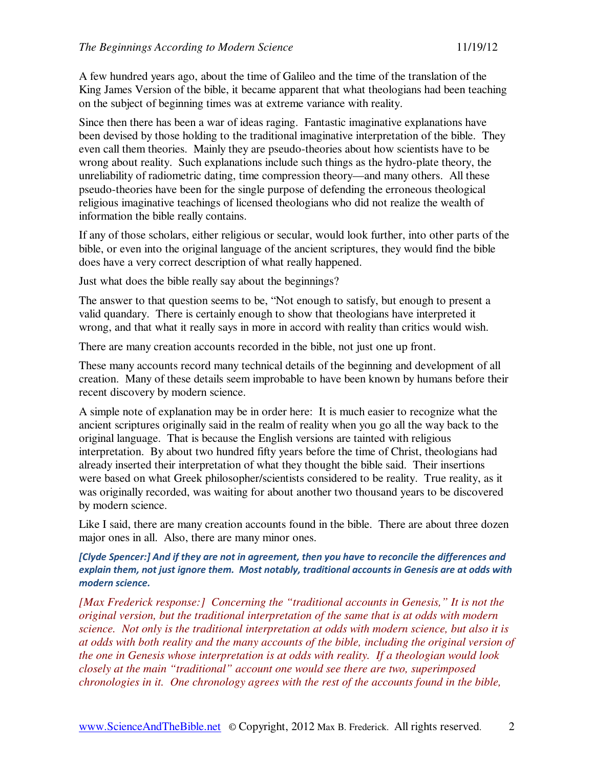A few hundred years ago, about the time of Galileo and the time of the translation of the King James Version of the bible, it became apparent that what theologians had been teaching on the subject of beginning times was at extreme variance with reality.

Since then there has been a war of ideas raging. Fantastic imaginative explanations have been devised by those holding to the traditional imaginative interpretation of the bible. They even call them theories. Mainly they are pseudo-theories about how scientists have to be wrong about reality. Such explanations include such things as the hydro-plate theory, the unreliability of radiometric dating, time compression theory—and many others. All these pseudo-theories have been for the single purpose of defending the erroneous theological religious imaginative teachings of licensed theologians who did not realize the wealth of information the bible really contains.

If any of those scholars, either religious or secular, would look further, into other parts of the bible, or even into the original language of the ancient scriptures, they would find the bible does have a very correct description of what really happened.

Just what does the bible really say about the beginnings?

The answer to that question seems to be, "Not enough to satisfy, but enough to present a valid quandary. There is certainly enough to show that theologians have interpreted it wrong, and that what it really says in more in accord with reality than critics would wish.

There are many creation accounts recorded in the bible, not just one up front.

These many accounts record many technical details of the beginning and development of all creation. Many of these details seem improbable to have been known by humans before their recent discovery by modern science.

A simple note of explanation may be in order here: It is much easier to recognize what the ancient scriptures originally said in the realm of reality when you go all the way back to the original language. That is because the English versions are tainted with religious interpretation. By about two hundred fifty years before the time of Christ, theologians had already inserted their interpretation of what they thought the bible said. Their insertions were based on what Greek philosopher/scientists considered to be reality. True reality, as it was originally recorded, was waiting for about another two thousand years to be discovered by modern science.

Like I said, there are many creation accounts found in the bible. There are about three dozen major ones in all. Also, there are many minor ones.

***[Clyde Spencer:] And if they are not in agreement, then you have to reconcile the differences and explain them, not just ignore them. Most notably, traditional accounts in Genesis are at odds with modern science.***

*[Max Frederick response:] Concerning the "traditional accounts in Genesis," It is not the original version, but the traditional interpretation of the same that is at odds with modern science. Not only is the traditional interpretation at odds with modern science, but also it is at odds with both reality and the many accounts of the bible, including the original version of the one in Genesis whose interpretation is at odds with reality. If a theologian would look closely at the main "traditional" account one would see there are two, superimposed chronologies in it. One chronology agrees with the rest of the accounts found in the bible,*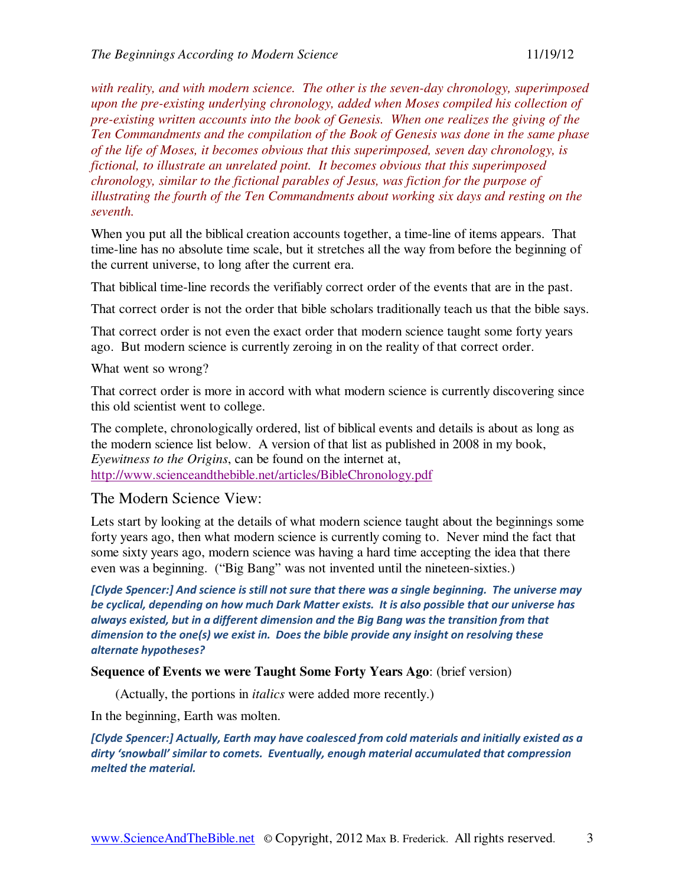*with reality, and with modern science. The other is the seven-day chronology, superimposed upon the pre-existing underlying chronology, added when Moses compiled his collection of pre-existing written accounts into the book of Genesis. When one realizes the giving of the Ten Commandments and the compilation of the Book of Genesis was done in the same phase of the life of Moses, it becomes obvious that this superimposed, seven day chronology, is fictional, to illustrate an unrelated point. It becomes obvious that this superimposed chronology, similar to the fictional parables of Jesus, was fiction for the purpose of illustrating the fourth of the Ten Commandments about working six days and resting on the seventh.*

When you put all the biblical creation accounts together, a time-line of items appears. That time-line has no absolute time scale, but it stretches all the way from before the beginning of the current universe, to long after the current era.

That biblical time-line records the verifiably correct order of the events that are in the past.

That correct order is not the order that bible scholars traditionally teach us that the bible says.

That correct order is not even the exact order that modern science taught some forty years ago. But modern science is currently zeroing in on the reality of that correct order.

What went so wrong?

That correct order is more in accord with what modern science is currently discovering since this old scientist went to college.

The complete, chronologically ordered, list of biblical events and details is about as long as the modern science list below. A version of that list as published in 2008 in my book, *Eyewitness to the Origins*, can be found on the internet at, http://www.scienceandthebible.net/articles/BibleChronology.pdf

## The Modern Science View:

Lets start by looking at the details of what modern science taught about the beginnings some forty years ago, then what modern science is currently coming to. Never mind the fact that some sixty years ago, modern science was having a hard time accepting the idea that there even was a beginning. ("Big Bang" was not invented until the nineteen-sixties.)

***[Clyde Spencer:] And science is still not sure that there was a single beginning. The universe may be cyclical, depending on how much Dark Matter exists. It is also possible that our universe has always existed, but in a different dimension and the Big Bang was the transition from that dimension to the one(s) we exist in. Does the bible provide any insight on resolving these alternate hypotheses?***

**Sequence of Events we were Taught Some Forty Years Ago**: (brief version)

(Actually, the portions in *italics* were added more recently.)

In the beginning, Earth was molten.

***[Clyde Spencer:] Actually, Earth may have coalesced from cold materials and initially existed as a dirty 'snowball' similar to comets. Eventually, enough material accumulated that compression melted the material.***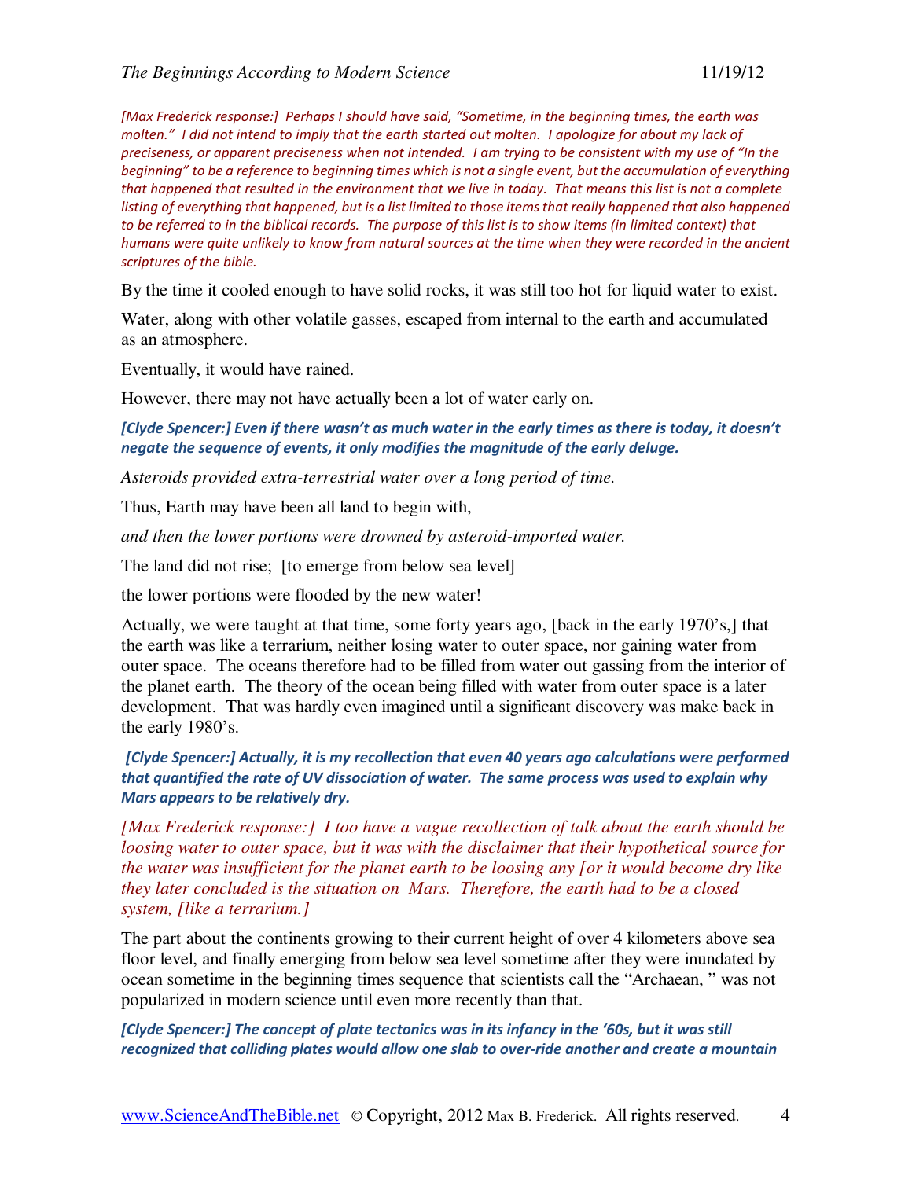*[Max Frederick response:] Perhaps I should have said, "Sometime, in the beginning times, the earth was molten." I did not intend to imply that the earth started out molten. I apologize for about my lack of preciseness, or apparent preciseness when not intended. I am trying to be consistent with my use of "In the beginning" to be a reference to beginning times which is not a single event, but the accumulation of everything that happened that resulted in the environment that we live in today. That means this list is not a complete listing of everything that happened, but is a list limited to those items that really happened that also happened to be referred to in the biblical records. The purpose of this list is to show items (in limited context) that humans were quite unlikely to know from natural sources at the time when they were recorded in the ancient scriptures of the bible.*

By the time it cooled enough to have solid rocks, it was still too hot for liquid water to exist.

Water, along with other volatile gasses, escaped from internal to the earth and accumulated as an atmosphere.

Eventually, it would have rained.

However, there may not have actually been a lot of water early on.

***[Clyde Spencer:] Even if there wasn't as much water in the early times as there is today, it doesn't negate the sequence of events, it only modifies the magnitude of the early deluge.***

*Asteroids provided extra-terrestrial water over a long period of time.*

Thus, Earth may have been all land to begin with,

*and then the lower portions were drowned by asteroid-imported water.*

The land did not rise; [to emerge from below sea level]

the lower portions were flooded by the new water!

Actually, we were taught at that time, some forty years ago, [back in the early 1970's,] that the earth was like a terrarium, neither losing water to outer space, nor gaining water from outer space. The oceans therefore had to be filled from water out gassing from the interior of the planet earth. The theory of the ocean being filled with water from outer space is a later development. That was hardly even imagined until a significant discovery was make back in the early 1980's.

***[Clyde Spencer:] Actually, it is my recollection that even 40 years ago calculations were performed that quantified the rate of UV dissociation of water. The same process was used to explain why Mars appears to be relatively dry.***

*[Max Frederick response:] I too have a vague recollection of talk about the earth should be loosing water to outer space, but it was with the disclaimer that their hypothetical source for the water was insufficient for the planet earth to be loosing any [or it would become dry like they later concluded is the situation on Mars. Therefore, the earth had to be a closed system, [like a terrarium.]*

The part about the continents growing to their current height of over 4 kilometers above sea floor level, and finally emerging from below sea level sometime after they were inundated by ocean sometime in the beginning times sequence that scientists call the "Archaean, " was not popularized in modern science until even more recently than that.

***[Clyde Spencer:] The concept of plate tectonics was in its infancy in the '60s, but it was still recognized that colliding plates would allow one slab to over-ride another and create a mountain***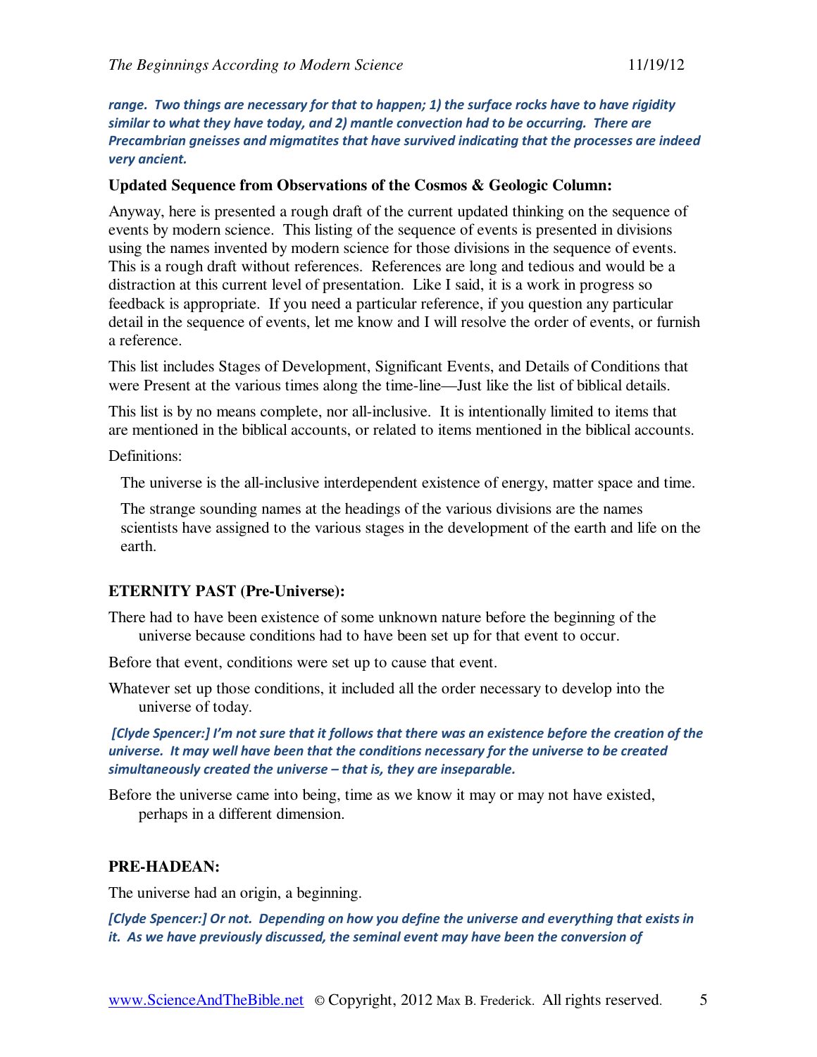***range. Two things are necessary for that to happen; 1) the surface rocks have to have rigidity similar to what they have today, and 2) mantle convection had to be occurring. There are Precambrian gneisses and migmatites that have survived indicating that the processes are indeed very ancient.***

**Updated Sequence from Observations of the Cosmos & Geologic Column:**

Anyway, here is presented a rough draft of the current updated thinking on the sequence of events by modern science. This listing of the sequence of events is presented in divisions using the names invented by modern science for those divisions in the sequence of events. This is a rough draft without references. References are long and tedious and would be a distraction at this current level of presentation. Like I said, it is a work in progress so feedback is appropriate. If you need a particular reference, if you question any particular detail in the sequence of events, let me know and I will resolve the order of events, or furnish a reference.

This list includes Stages of Development, Significant Events, and Details of Conditions that were Present at the various times along the time-line—Just like the list of biblical details.

This list is by no means complete, nor all-inclusive. It is intentionally limited to items that are mentioned in the biblical accounts, or related to items mentioned in the biblical accounts.

Definitions:

The universe is the all-inclusive interdependent existence of energy, matter space and time.

The strange sounding names at the headings of the various divisions are the names scientists have assigned to the various stages in the development of the earth and life on the earth.

**ETERNITY PAST (Pre-Universe):**

There had to have been existence of some unknown nature before the beginning of the universe because conditions had to have been set up for that event to occur.

Before that event, conditions were set up to cause that event.

Whatever set up those conditions, it included all the order necessary to develop into the universe of today.

***[Clyde Spencer:] I'm not sure that it follows that there was an existence before the creation of the universe. It may well have been that the conditions necessary for the universe to be created simultaneously created the universe – that is, they are inseparable.***

Before the universe came into being, time as we know it may or may not have existed, perhaps in a different dimension.

**PRE-HADEAN:**

The universe had an origin, a beginning.

***[Clyde Spencer:] Or not. Depending on how you define the universe and everything that exists in it. As we have previously discussed, the seminal event may have been the conversion of***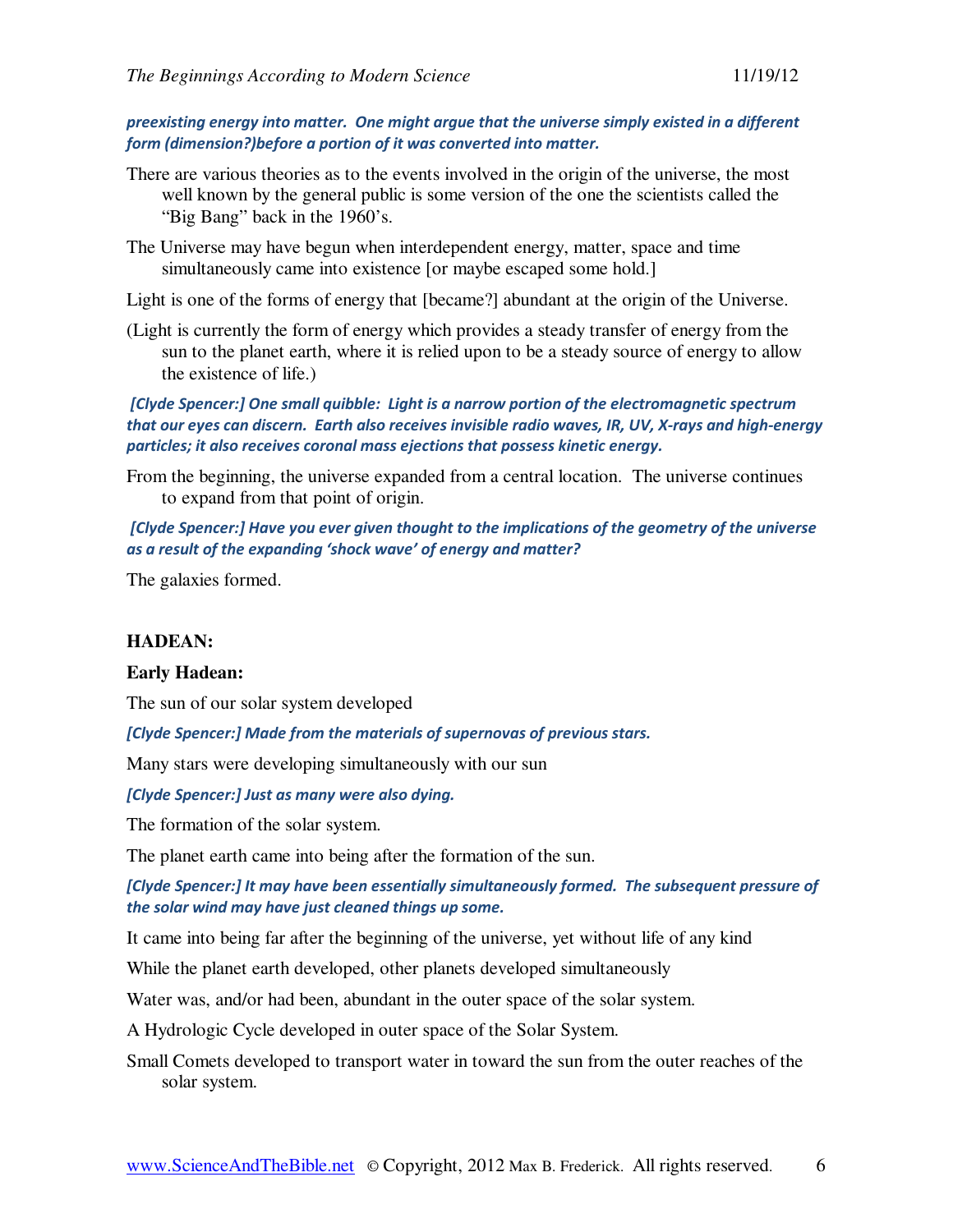***preexisting energy into matter. One might argue that the universe simply existed in a different form (dimension?)before a portion of it was converted into matter.***

There are various theories as to the events involved in the origin of the universe, the most well known by the general public is some version of the one the scientists called the "Big Bang" back in the 1960's.

The Universe may have begun when interdependent energy, matter, space and time simultaneously came into existence [or maybe escaped some hold.]

Light is one of the forms of energy that [became?] abundant at the origin of the Universe.

(Light is currently the form of energy which provides a steady transfer of energy from the sun to the planet earth, where it is relied upon to be a steady source of energy to allow the existence of life.)

***[Clyde Spencer:] One small quibble: Light is a narrow portion of the electromagnetic spectrum that our eyes can discern. Earth also receives invisible radio waves, IR, UV, X-rays and high-energy particles; it also receives coronal mass ejections that possess kinetic energy.***

From the beginning, the universe expanded from a central location. The universe continues to expand from that point of origin.

***[Clyde Spencer:] Have you ever given thought to the implications of the geometry of the universe as a result of the expanding 'shock wave' of energy and matter?***

The galaxies formed.

**HADEAN:**

**Early Hadean:**

The sun of our solar system developed

***[Clyde Spencer:] Made from the materials of supernovas of previous stars.***

Many stars were developing simultaneously with our sun

***[Clyde Spencer:] Just as many were also dying.***

The formation of the solar system.

The planet earth came into being after the formation of the sun.

***[Clyde Spencer:] It may have been essentially simultaneously formed. The subsequent pressure of the solar wind may have just cleaned things up some.***

It came into being far after the beginning of the universe, yet without life of any kind

While the planet earth developed, other planets developed simultaneously

Water was, and/or had been, abundant in the outer space of the solar system.

A Hydrologic Cycle developed in outer space of the Solar System.

Small Comets developed to transport water in toward the sun from the outer reaches of the solar system.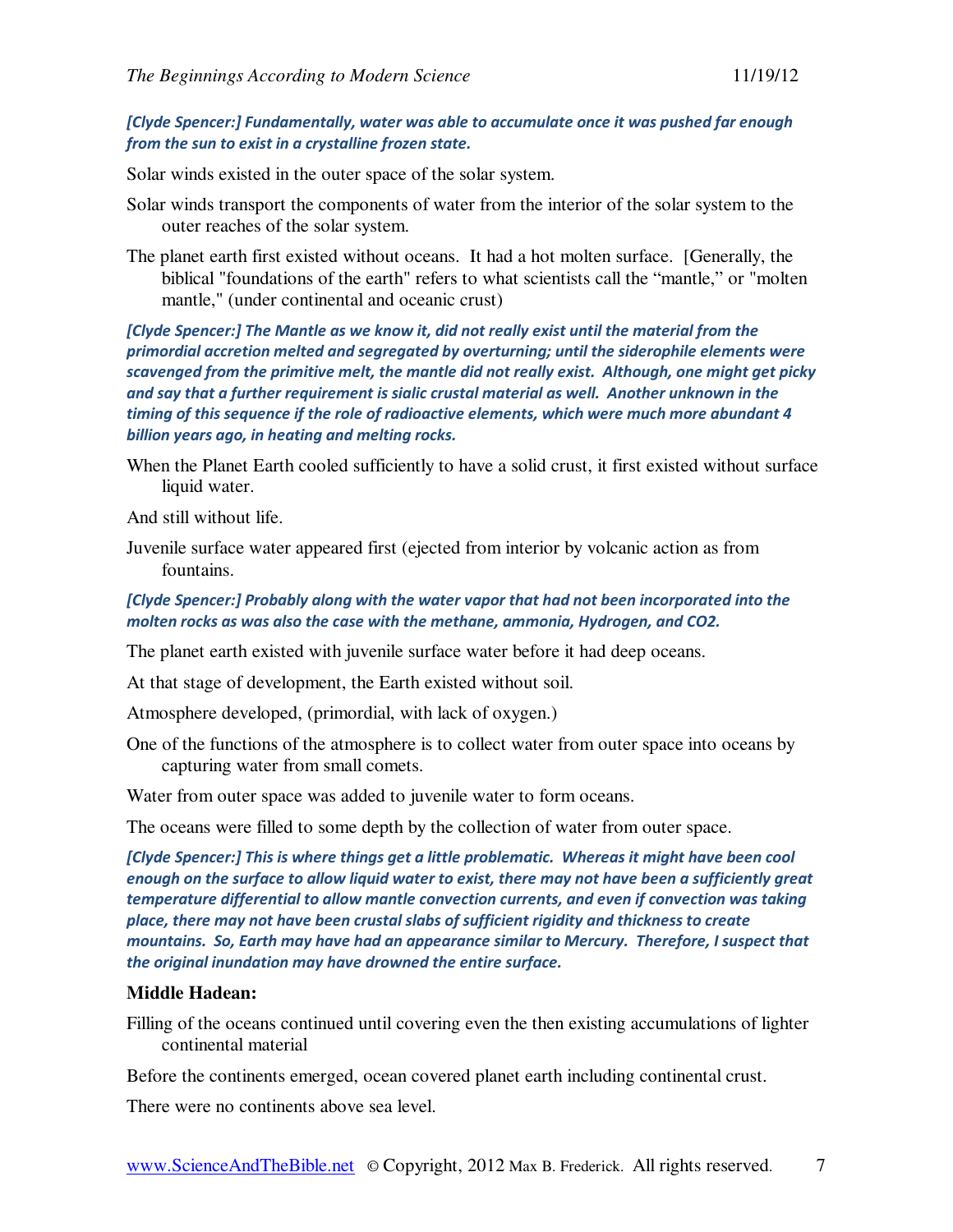***[Clyde Spencer:] Fundamentally, water was able to accumulate once it was pushed far enough from the sun to exist in a crystalline frozen state.***

Solar winds existed in the outer space of the solar system.

Solar winds transport the components of water from the interior of the solar system to the outer reaches of the solar system.

The planet earth first existed without oceans. It had a hot molten surface. [Generally, the biblical "foundations of the earth" refers to what scientists call the "mantle," or "molten mantle," (under continental and oceanic crust)

***[Clyde Spencer:] The Mantle as we know it, did not really exist until the material from the primordial accretion melted and segregated by overturning; until the siderophile elements were scavenged from the primitive melt, the mantle did not really exist. Although, one might get picky and say that a further requirement is sialic crustal material as well. Another unknown in the timing of this sequence if the role of radioactive elements, which were much more abundant 4 billion years ago, in heating and melting rocks.***

When the Planet Earth cooled sufficiently to have a solid crust, it first existed without surface liquid water.

And still without life.

Juvenile surface water appeared first (ejected from interior by volcanic action as from fountains.

***[Clyde Spencer:] Probably along with the water vapor that had not been incorporated into the molten rocks as was also the case with the methane, ammonia, Hydrogen, and CO2.***

The planet earth existed with juvenile surface water before it had deep oceans.

At that stage of development, the Earth existed without soil.

Atmosphere developed, (primordial, with lack of oxygen.)

One of the functions of the atmosphere is to collect water from outer space into oceans by capturing water from small comets.

Water from outer space was added to juvenile water to form oceans.

The oceans were filled to some depth by the collection of water from outer space.

***[Clyde Spencer:] This is where things get a little problematic. Whereas it might have been cool enough on the surface to allow liquid water to exist, there may not have been a sufficiently great temperature differential to allow mantle convection currents, and even if convection was taking place, there may not have been crustal slabs of sufficient rigidity and thickness to create mountains. So, Earth may have had an appearance similar to Mercury. Therefore, I suspect that the original inundation may have drowned the entire surface.***

### Middle Hadean:

Filling of the oceans continued until covering even the then existing accumulations of lighter continental material

Before the continents emerged, ocean covered planet earth including continental crust.

There were no continents above sea level.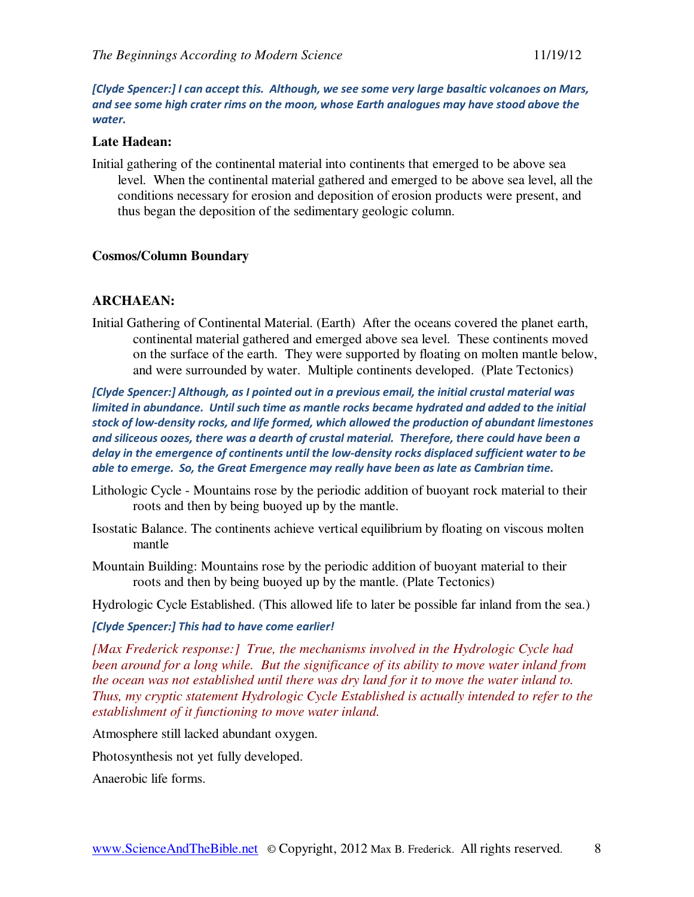***[Clyde Spencer:] I can accept this. Although, we see some very large basaltic volcanoes on Mars, and see some high crater rims on the moon, whose Earth analogues may have stood above the water.***

**Late Hadean:**

Initial gathering of the continental material into continents that emerged to be above sea level. When the continental material gathered and emerged to be above sea level, all the conditions necessary for erosion and deposition of erosion products were present, and thus began the deposition of the sedimentary geologic column.

**Cosmos/Column Boundary**

**ARCHAEAN:**

Initial Gathering of Continental Material. (Earth) After the oceans covered the planet earth, continental material gathered and emerged above sea level. These continents moved on the surface of the earth. They were supported by floating on molten mantle below, and were surrounded by water. Multiple continents developed. (Plate Tectonics)

***[Clyde Spencer:] Although, as I pointed out in a previous email, the initial crustal material was limited in abundance. Until such time as mantle rocks became hydrated and added to the initial stock of low-density rocks, and life formed, which allowed the production of abundant limestones and siliceous oozes, there was a dearth of crustal material. Therefore, there could have been a delay in the emergence of continents until the low-density rocks displaced sufficient water to be able to emerge. So, the Great Emergence may really have been as late as Cambrian time.***

Lithologic Cycle - Mountains rose by the periodic addition of buoyant rock material to their roots and then by being buoyed up by the mantle.

Isostatic Balance. The continents achieve vertical equilibrium by floating on viscous molten mantle

Mountain Building: Mountains rose by the periodic addition of buoyant material to their roots and then by being buoyed up by the mantle. (Plate Tectonics)

Hydrologic Cycle Established. (This allowed life to later be possible far inland from the sea.)

***[Clyde Spencer:] This had to have come earlier!***

*[Max Frederick response:] True, the mechanisms involved in the Hydrologic Cycle had been around for a long while. But the significance of its ability to move water inland from the ocean was not established until there was dry land for it to move the water inland to. Thus, my cryptic statement Hydrologic Cycle Established is actually intended to refer to the establishment of it functioning to move water inland.*

Atmosphere still lacked abundant oxygen.

Photosynthesis not yet fully developed.

Anaerobic life forms.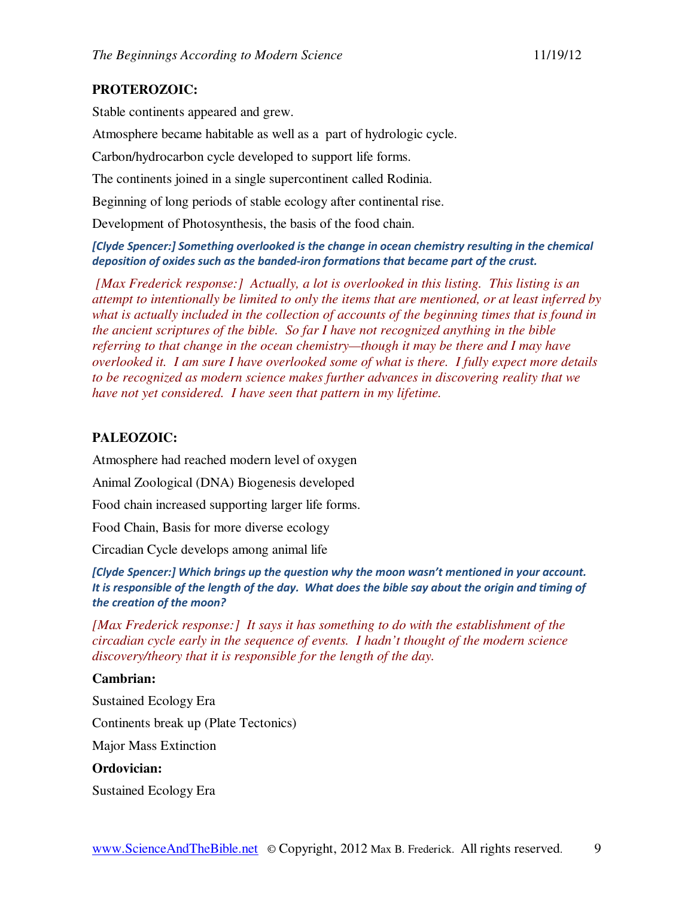**PROTEROZOIC:**

Stable continents appeared and grew.

Atmosphere became habitable as well as a part of hydrologic cycle.

Carbon/hydrocarbon cycle developed to support life forms.

The continents joined in a single supercontinent called Rodinia.

Beginning of long periods of stable ecology after continental rise.

Development of Photosynthesis, the basis of the food chain.

***[Clyde Spencer:] Something overlooked is the change in ocean chemistry resulting in the chemical deposition of oxides such as the banded-iron formations that became part of the crust.***

*[Max Frederick response:] Actually, a lot is overlooked in this listing. This listing is an attempt to intentionally be limited to only the items that are mentioned, or at least inferred by what is actually included in the collection of accounts of the beginning times that is found in the ancient scriptures of the bible. So far I have not recognized anything in the bible referring to that change in the ocean chemistry—though it may be there and I may have overlooked it. I am sure I have overlooked some of what is there. I fully expect more details to be recognized as modern science makes further advances in discovering reality that we have not yet considered. I have seen that pattern in my lifetime.*

**PALEOZOIC:**

Atmosphere had reached modern level of oxygen

Animal Zoological (DNA) Biogenesis developed

Food chain increased supporting larger life forms.

Food Chain, Basis for more diverse ecology

Circadian Cycle develops among animal life

***[Clyde Spencer:] Which brings up the question why the moon wasn't mentioned in your account. It is responsible of the length of the day. What does the bible say about the origin and timing of the creation of the moon?***

*[Max Frederick response:] It says it has something to do with the establishment of the circadian cycle early in the sequence of events. I hadn't thought of the modern science discovery/theory that it is responsible for the length of the day.*

**Cambrian:**

Sustained Ecology Era

Continents break up (Plate Tectonics)

Major Mass Extinction

**Ordovician:**

Sustained Ecology Era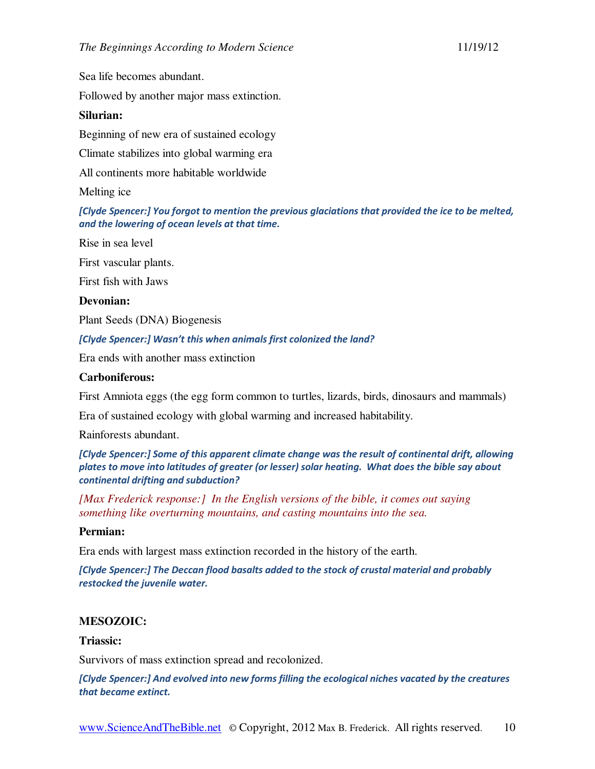Sea life becomes abundant.

Followed by another major mass extinction.

**Silurian:**

Beginning of new era of sustained ecology

Climate stabilizes into global warming era

All continents more habitable worldwide

Melting ice

***[Clyde Spencer:] You forgot to mention the previous glaciations that provided the ice to be melted, and the lowering of ocean levels at that time.***

Rise in sea level

First vascular plants.

First fish with Jaws

**Devonian:**

Plant Seeds (DNA) Biogenesis

***[Clyde Spencer:] Wasn't this when animals first colonized the land?***

Era ends with another mass extinction

**Carboniferous:**

First Amniota eggs (the egg form common to turtles, lizards, birds, dinosaurs and mammals)

Era of sustained ecology with global warming and increased habitability.

Rainforests abundant.

***[Clyde Spencer:] Some of this apparent climate change was the result of continental drift, allowing plates to move into latitudes of greater (or lesser) solar heating. What does the bible say about continental drifting and subduction?***

*[Max Frederick response:] In the English versions of the bible, it comes out saying something like overturning mountains, and casting mountains into the sea.*

**Permian:**

Era ends with largest mass extinction recorded in the history of the earth.

***[Clyde Spencer:] The Deccan flood basalts added to the stock of crustal material and probably restocked the juvenile water.***

## MESOZOIC:

**Triassic:**

Survivors of mass extinction spread and recolonized.

***[Clyde Spencer:] And evolved into new forms filling the ecological niches vacated by the creatures that became extinct.***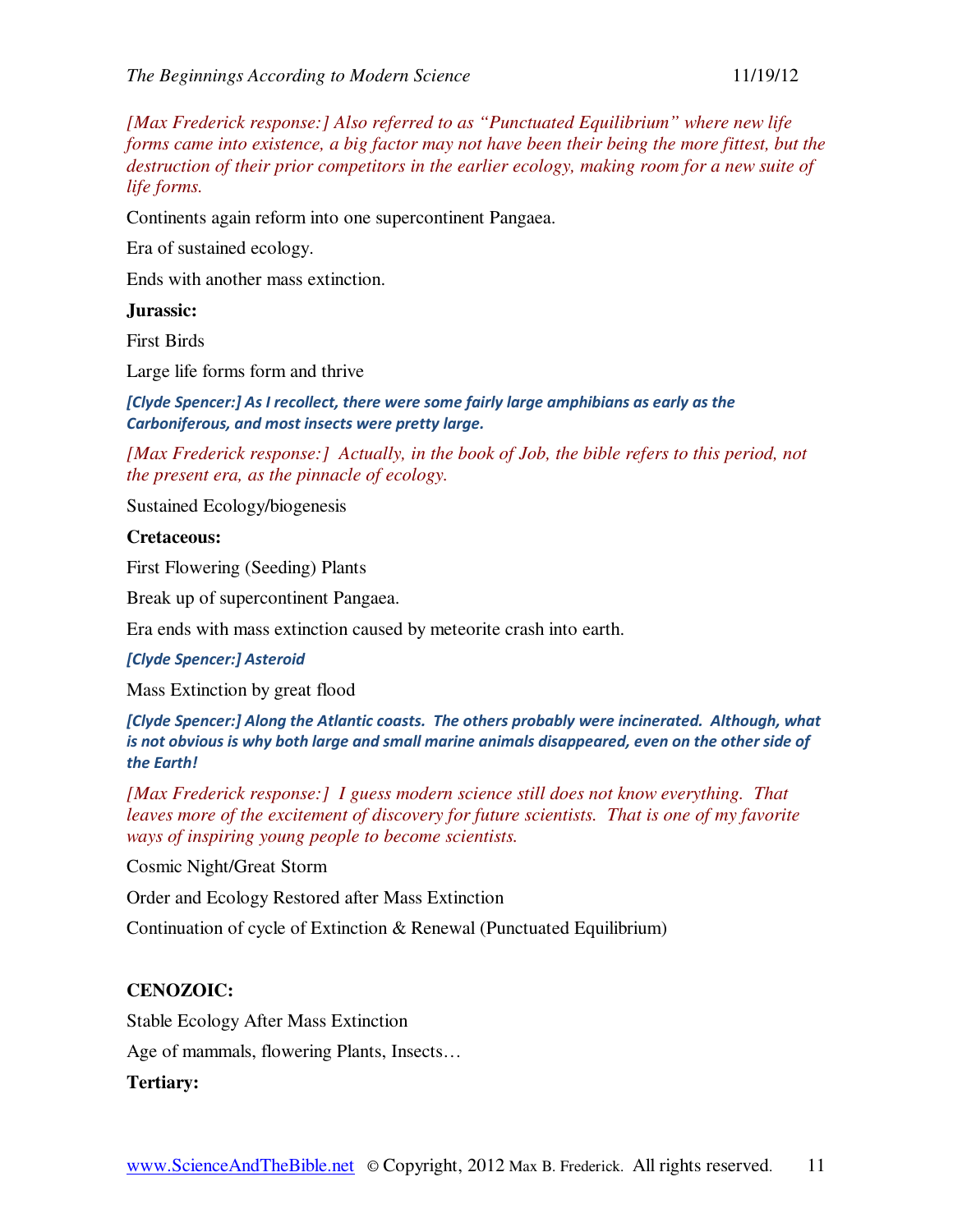*[Max Frederick response:] Also referred to as "Punctuated Equilibrium" where new life forms came into existence, a big factor may not have been their being the more fittest, but the destruction of their prior competitors in the earlier ecology, making room for a new suite of life forms.*

Continents again reform into one supercontinent Pangaea.

Era of sustained ecology.

Ends with another mass extinction.

**Jurassic:**

First Birds

Large life forms form and thrive

***[Clyde Spencer:] As I recollect, there were some fairly large amphibians as early as the Carboniferous, and most insects were pretty large.***

*[Max Frederick response:] Actually, in the book of Job, the bible refers to this period, not the present era, as the pinnacle of ecology.*

Sustained Ecology/biogenesis

**Cretaceous:**

First Flowering (Seeding) Plants

Break up of supercontinent Pangaea.

Era ends with mass extinction caused by meteorite crash into earth.

***[Clyde Spencer:] Asteroid***

Mass Extinction by great flood

***[Clyde Spencer:] Along the Atlantic coasts. The others probably were incinerated. Although, what is not obvious is why both large and small marine animals disappeared, even on the other side of the Earth!***

*[Max Frederick response:] I guess modern science still does not know everything. That leaves more of the excitement of discovery for future scientists. That is one of my favorite ways of inspiring young people to become scientists.*

Cosmic Night/Great Storm

Order and Ecology Restored after Mass Extinction

Continuation of cycle of Extinction & Renewal (Punctuated Equilibrium)

**CENOZOIC:**

Stable Ecology After Mass Extinction

Age of mammals, flowering Plants, Insects…

**Tertiary:**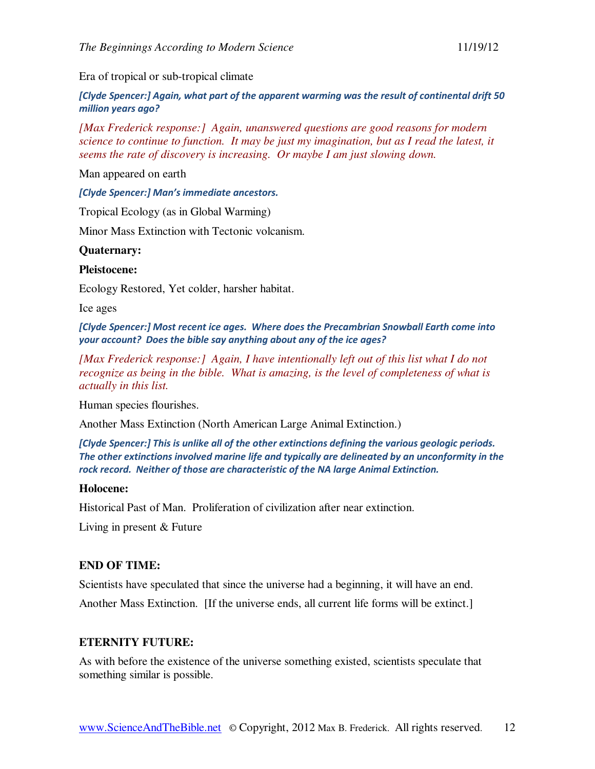Era of tropical or sub-tropical climate

***[Clyde Spencer:] Again, what part of the apparent warming was the result of continental drift 50 million years ago?***

*[Max Frederick response:] Again, unanswered questions are good reasons for modern science to continue to function. It may be just my imagination, but as I read the latest, it seems the rate of discovery is increasing. Or maybe I am just slowing down.*

Man appeared on earth

***[Clyde Spencer:] Man's immediate ancestors.***

Tropical Ecology (as in Global Warming)

Minor Mass Extinction with Tectonic volcanism.

**Quaternary:**

**Pleistocene:**

Ecology Restored, Yet colder, harsher habitat.

Ice ages

***[Clyde Spencer:] Most recent ice ages. Where does the Precambrian Snowball Earth come into your account? Does the bible say anything about any of the ice ages?***

*[Max Frederick response:] Again, I have intentionally left out of this list what I do not recognize as being in the bible. What is amazing, is the level of completeness of what is actually in this list.*

Human species flourishes.

Another Mass Extinction (North American Large Animal Extinction.)

***[Clyde Spencer:] This is unlike all of the other extinctions defining the various geologic periods. The other extinctions involved marine life and typically are delineated by an unconformity in the rock record. Neither of those are characteristic of the NA large Animal Extinction.***

**Holocene:**

Historical Past of Man. Proliferation of civilization after near extinction.

Living in present & Future

**END OF TIME:**

Scientists have speculated that since the universe had a beginning, it will have an end.

Another Mass Extinction. [If the universe ends, all current life forms will be extinct.]

**ETERNITY FUTURE:**

As with before the existence of the universe something existed, scientists speculate that something similar is possible.

www.ScienceAndTheBible.net © Copyright, 2012 Max B. Frederick. All rights reserved.